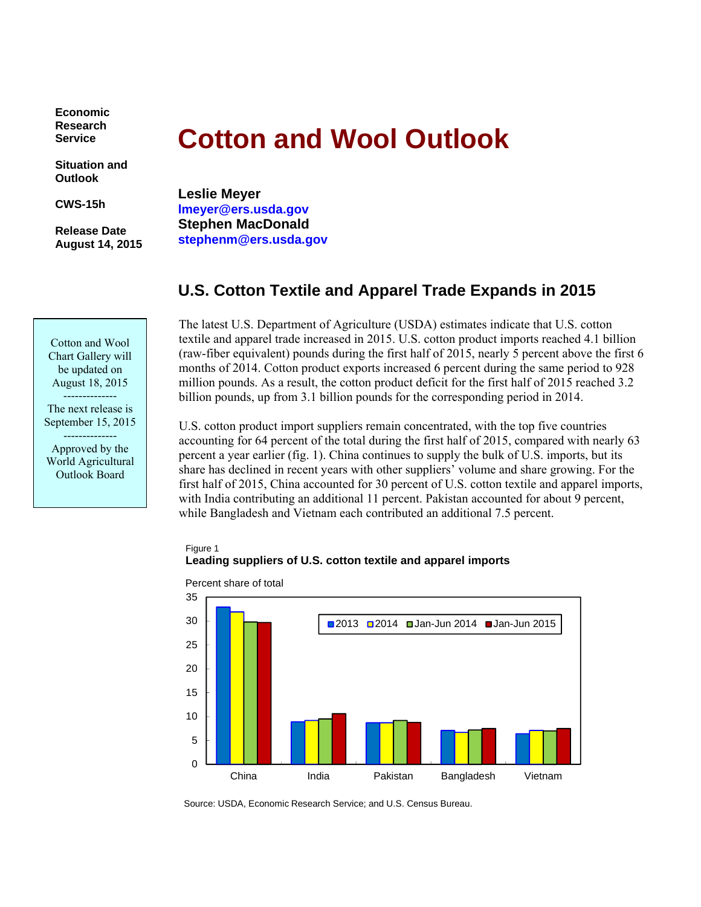Economic Research Service

Situation and Outlook

CWS-15h

Release Date August 14, 2015

# Cotton and Wool Outlook

**Leslie Meyer**
lmeyer@ers.usda.gov
**Stephen MacDonald**
stephenm@ers.usda.gov

Cotton and Wool Chart Gallery will be updated on August 18, 2015

--------------

The next release is September 15, 2015

--------------

Approved by the World Agricultural Outlook Board

## U.S. Cotton Textile and Apparel Trade Expands in 2015

The latest U.S. Department of Agriculture (USDA) estimates indicate that U.S. cotton textile and apparel trade increased in 2015. U.S. cotton product imports reached 4.1 billion (raw-fiber equivalent) pounds during the first half of 2015, nearly 5 percent above the first 6 months of 2014. Cotton product exports increased 6 percent during the same period to 928 million pounds. As a result, the cotton product deficit for the first half of 2015 reached 3.2 billion pounds, up from 3.1 billion pounds for the corresponding period in 2014.

U.S. cotton product import suppliers remain concentrated, with the top five countries accounting for 64 percent of the total during the first half of 2015, compared with nearly 63 percent a year earlier (fig. 1). China continues to supply the bulk of U.S. imports, but its share has declined in recent years with other suppliers' volume and share growing. For the first half of 2015, China accounted for 30 percent of U.S. cotton textile and apparel imports, with India contributing an additional 11 percent. Pakistan accounted for about 9 percent, while Bangladesh and Vietnam each contributed an additional 7.5 percent.

Figure 1
**Leading suppliers of U.S. cotton textile and apparel imports**

Percent share of total

| | 2013 | 2014 | Jan-Jun 2014 | Jan-Jun 2015 |
|---|---|---|---|---|
| China | 33 | 32 | 30 | 30 |
| India | 9 | 9 | 9.5 | 10.5 |
| Pakistan | 8.5 | 8.5 | 9 | 8.5 |
| Bangladesh | 7 | 6.5 | 7 | 7.5 |
| Vietnam | 6.5 | 7 | 7 | 7.5 |

Source: USDA, Economic Research Service; and U.S. Census Bureau.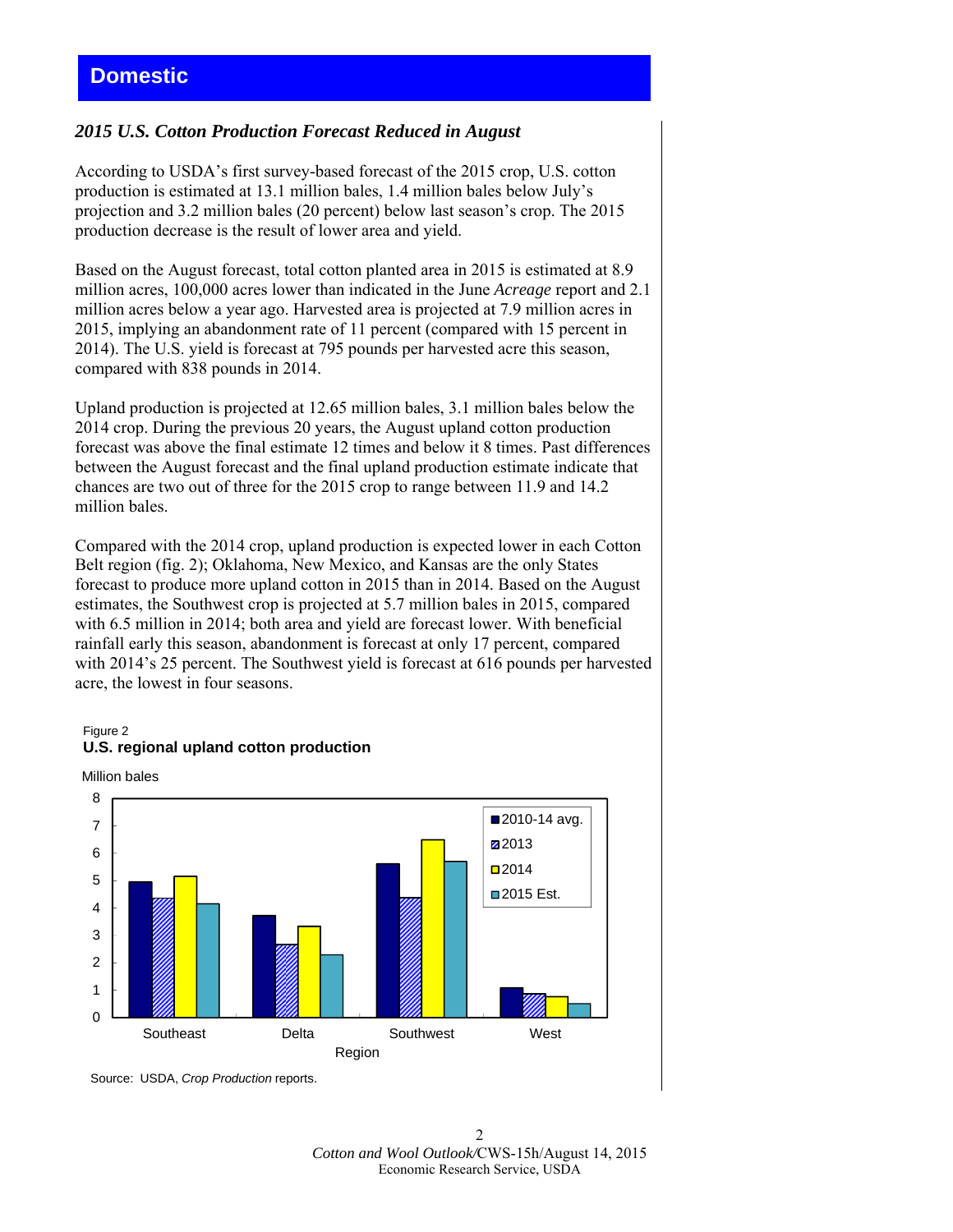# Domestic

### *2015 U.S. Cotton Production Forecast Reduced in August*

According to USDA's first survey-based forecast of the 2015 crop, U.S. cotton production is estimated at 13.1 million bales, 1.4 million bales below July's projection and 3.2 million bales (20 percent) below last season's crop. The 2015 production decrease is the result of lower area and yield.

Based on the August forecast, total cotton planted area in 2015 is estimated at 8.9 million acres, 100,000 acres lower than indicated in the June *Acreage* report and 2.1 million acres below a year ago. Harvested area is projected at 7.9 million acres in 2015, implying an abandonment rate of 11 percent (compared with 15 percent in 2014). The U.S. yield is forecast at 795 pounds per harvested acre this season, compared with 838 pounds in 2014.

Upland production is projected at 12.65 million bales, 3.1 million bales below the 2014 crop. During the previous 20 years, the August upland cotton production forecast was above the final estimate 12 times and below it 8 times. Past differences between the August forecast and the final upland production estimate indicate that chances are two out of three for the 2015 crop to range between 11.9 and 14.2 million bales.

Compared with the 2014 crop, upland production is expected lower in each Cotton Belt region (fig. 2); Oklahoma, New Mexico, and Kansas are the only States forecast to produce more upland cotton in 2015 than in 2014. Based on the August estimates, the Southwest crop is projected at 5.7 million bales in 2015, compared with 6.5 million in 2014; both area and yield are forecast lower. With beneficial rainfall early this season, abandonment is forecast at only 17 percent, compared with 2014's 25 percent. The Southwest yield is forecast at 616 pounds per harvested acre, the lowest in four seasons.

Figure 2
**U.S. regional upland cotton production**

Million bales

| Region | 2010-14 avg. | 2013 | 2014 | 2015 Est. |
|---|---|---|---|---|
| Southeast | 5.0 | 4.4 | 5.2 | 4.2 |
| Delta | 3.7 | 2.7 | 3.3 | 2.3 |
| Southwest | 5.6 | 4.4 | 6.5 | 5.7 |
| West | 1.1 | 0.9 | 0.8 | 0.5 |

Source: USDA, *Crop Production* reports.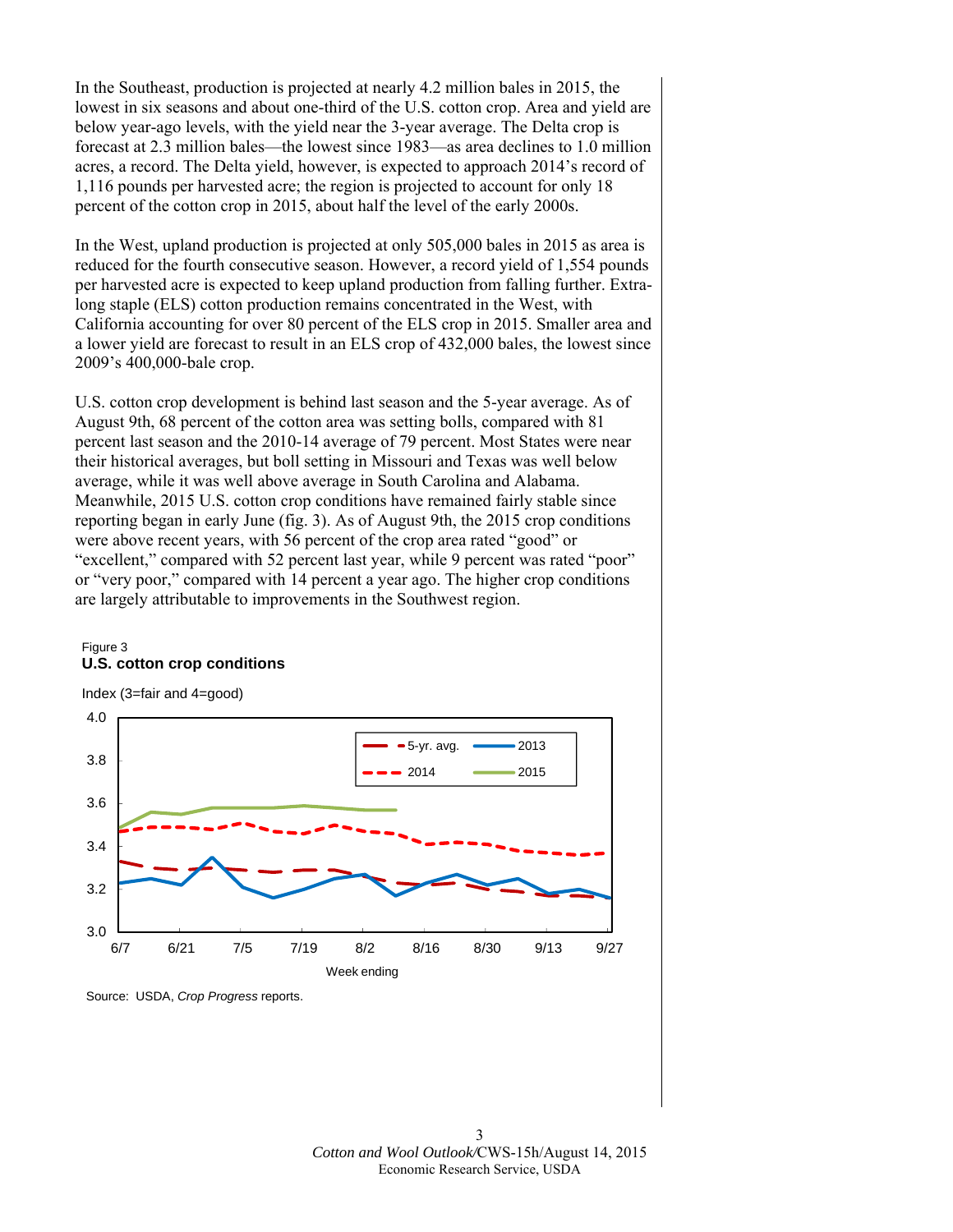In the Southeast, production is projected at nearly 4.2 million bales in 2015, the lowest in six seasons and about one-third of the U.S. cotton crop. Area and yield are below year-ago levels, with the yield near the 3-year average. The Delta crop is forecast at 2.3 million bales—the lowest since 1983—as area declines to 1.0 million acres, a record. The Delta yield, however, is expected to approach 2014's record of 1,116 pounds per harvested acre; the region is projected to account for only 18 percent of the cotton crop in 2015, about half the level of the early 2000s.

In the West, upland production is projected at only 505,000 bales in 2015 as area is reduced for the fourth consecutive season. However, a record yield of 1,554 pounds per harvested acre is expected to keep upland production from falling further. Extra-long staple (ELS) cotton production remains concentrated in the West, with California accounting for over 80 percent of the ELS crop in 2015. Smaller area and a lower yield are forecast to result in an ELS crop of 432,000 bales, the lowest since 2009's 400,000-bale crop.

U.S. cotton crop development is behind last season and the 5-year average. As of August 9th, 68 percent of the cotton area was setting bolls, compared with 81 percent last season and the 2010-14 average of 79 percent. Most States were near their historical averages, but boll setting in Missouri and Texas was well below average, while it was well above average in South Carolina and Alabama. Meanwhile, 2015 U.S. cotton crop conditions have remained fairly stable since reporting began in early June (fig. 3). As of August 9th, the 2015 crop conditions were above recent years, with 56 percent of the crop area rated "good" or "excellent," compared with 52 percent last year, while 9 percent was rated "poor" or "very poor," compared with 14 percent a year ago. The higher crop conditions are largely attributable to improvements in the Southwest region.

Figure 3
**U.S. cotton crop conditions**

Index (3=fair and 4=good)

Source: USDA, *Crop Progress* reports.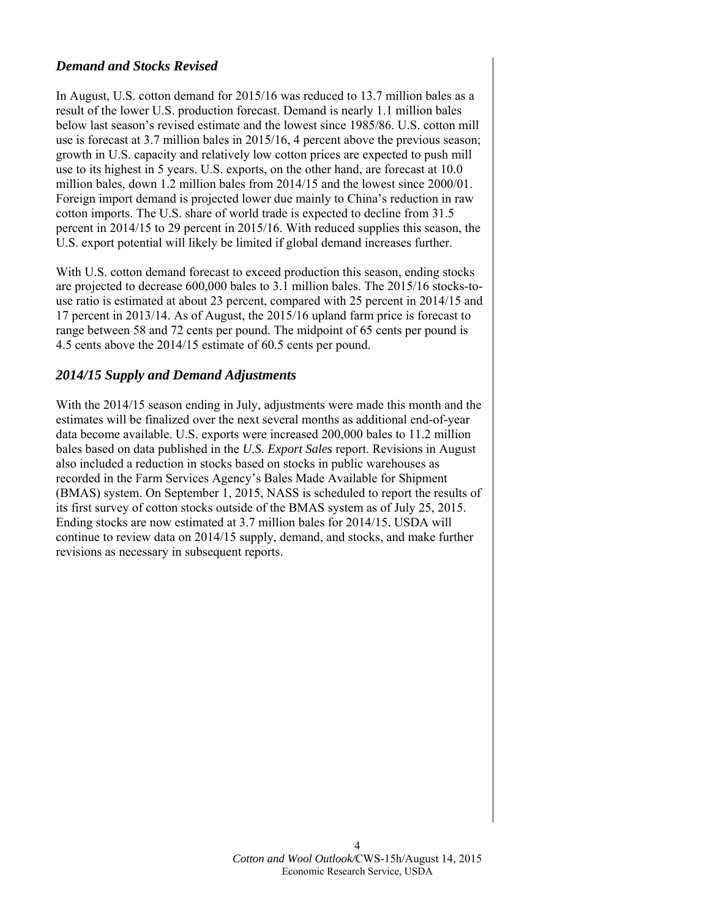### *Demand and Stocks Revised*

In August, U.S. cotton demand for 2015/16 was reduced to 13.7 million bales as a result of the lower U.S. production forecast. Demand is nearly 1.1 million bales below last season's revised estimate and the lowest since 1985/86. U.S. cotton mill use is forecast at 3.7 million bales in 2015/16, 4 percent above the previous season; growth in U.S. capacity and relatively low cotton prices are expected to push mill use to its highest in 5 years. U.S. exports, on the other hand, are forecast at 10.0 million bales, down 1.2 million bales from 2014/15 and the lowest since 2000/01. Foreign import demand is projected lower due mainly to China's reduction in raw cotton imports. The U.S. share of world trade is expected to decline from 31.5 percent in 2014/15 to 29 percent in 2015/16. With reduced supplies this season, the U.S. export potential will likely be limited if global demand increases further.

With U.S. cotton demand forecast to exceed production this season, ending stocks are projected to decrease 600,000 bales to 3.1 million bales. The 2015/16 stocks-to-use ratio is estimated at about 23 percent, compared with 25 percent in 2014/15 and 17 percent in 2013/14. As of August, the 2015/16 upland farm price is forecast to range between 58 and 72 cents per pound. The midpoint of 65 cents per pound is 4.5 cents above the 2014/15 estimate of 60.5 cents per pound.

### *2014/15 Supply and Demand Adjustments*

With the 2014/15 season ending in July, adjustments were made this month and the estimates will be finalized over the next several months as additional end-of-year data become available. U.S. exports were increased 200,000 bales to 11.2 million bales based on data published in the *U.S. Export Sales* report. Revisions in August also included a reduction in stocks based on stocks in public warehouses as recorded in the Farm Services Agency's Bales Made Available for Shipment (BMAS) system. On September 1, 2015, NASS is scheduled to report the results of its first survey of cotton stocks outside of the BMAS system as of July 25, 2015. Ending stocks are now estimated at 3.7 million bales for 2014/15. USDA will continue to review data on 2014/15 supply, demand, and stocks, and make further revisions as necessary in subsequent reports.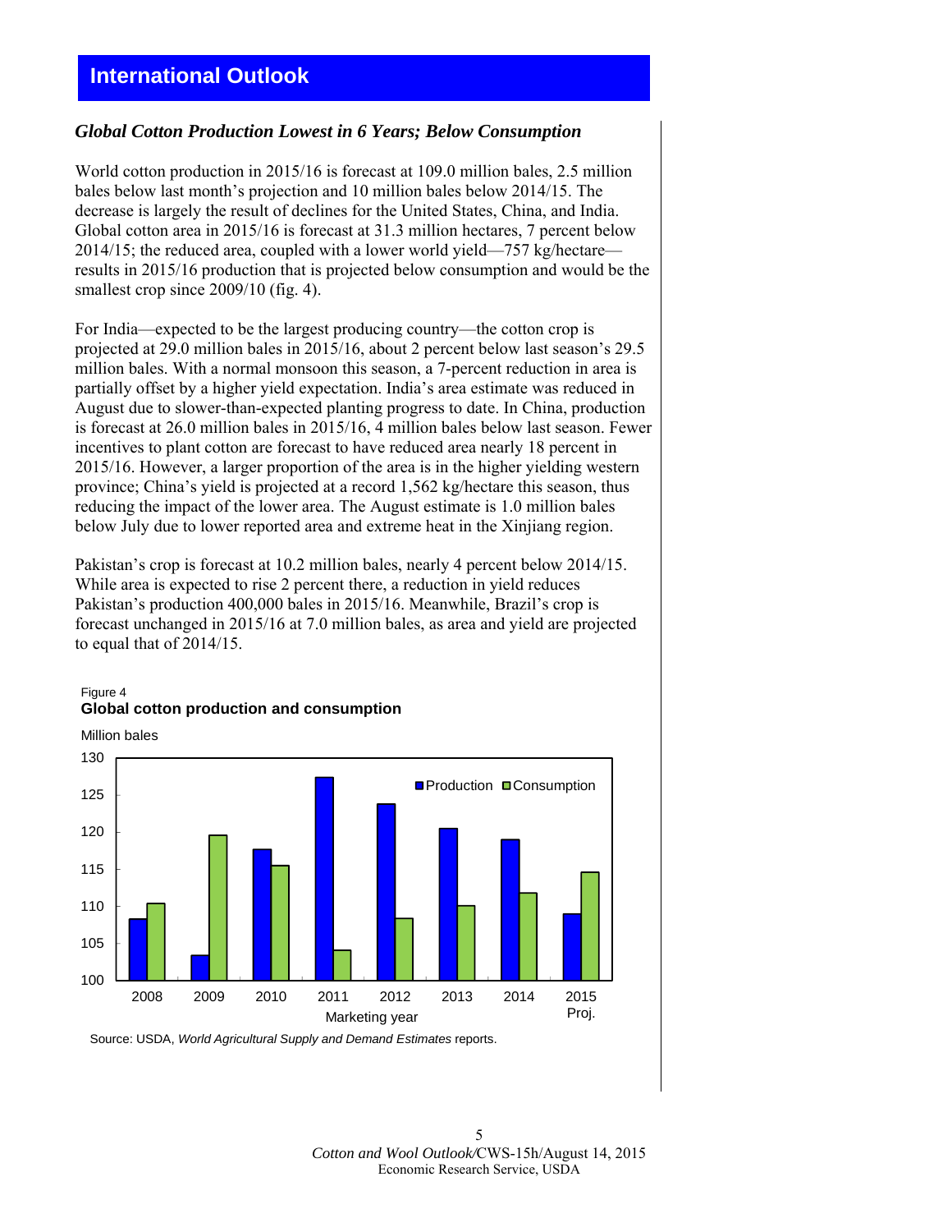# International Outlook

### *Global Cotton Production Lowest in 6 Years; Below Consumption*

World cotton production in 2015/16 is forecast at 109.0 million bales, 2.5 million bales below last month's projection and 10 million bales below 2014/15. The decrease is largely the result of declines for the United States, China, and India. Global cotton area in 2015/16 is forecast at 31.3 million hectares, 7 percent below 2014/15; the reduced area, coupled with a lower world yield—757 kg/hectare—results in 2015/16 production that is projected below consumption and would be the smallest crop since 2009/10 (fig. 4).

For India—expected to be the largest producing country—the cotton crop is projected at 29.0 million bales in 2015/16, about 2 percent below last season's 29.5 million bales. With a normal monsoon this season, a 7-percent reduction in area is partially offset by a higher yield expectation. India's area estimate was reduced in August due to slower-than-expected planting progress to date. In China, production is forecast at 26.0 million bales in 2015/16, 4 million bales below last season. Fewer incentives to plant cotton are forecast to have reduced area nearly 18 percent in 2015/16. However, a larger proportion of the area is in the higher yielding western province; China's yield is projected at a record 1,562 kg/hectare this season, thus reducing the impact of the lower area. The August estimate is 1.0 million bales below July due to lower reported area and extreme heat in the Xinjiang region.

Pakistan's crop is forecast at 10.2 million bales, nearly 4 percent below 2014/15. While area is expected to rise 2 percent there, a reduction in yield reduces Pakistan's production 400,000 bales in 2015/16. Meanwhile, Brazil's crop is forecast unchanged in 2015/16 at 7.0 million bales, as area and yield are projected to equal that of 2014/15.

Figure 4
**Global cotton production and consumption**

Million bales

| Marketing year | Production | Consumption |
|---|---|---|
| 2008 | 108.3 | 110.4 |
| 2009 | 103.4 | 119.6 |
| 2010 | 117.6 | 115.5 |
| 2011 | 127.3 | 104.1 |
| 2012 | 123.8 | 108.3 |
| 2013 | 120.5 | 110.1 |
| 2014 | 119.0 | 111.9 |
| 2015 Proj. | 109.0 | 114.6 |

Source: USDA, *World Agricultural Supply and Demand Estimates* reports.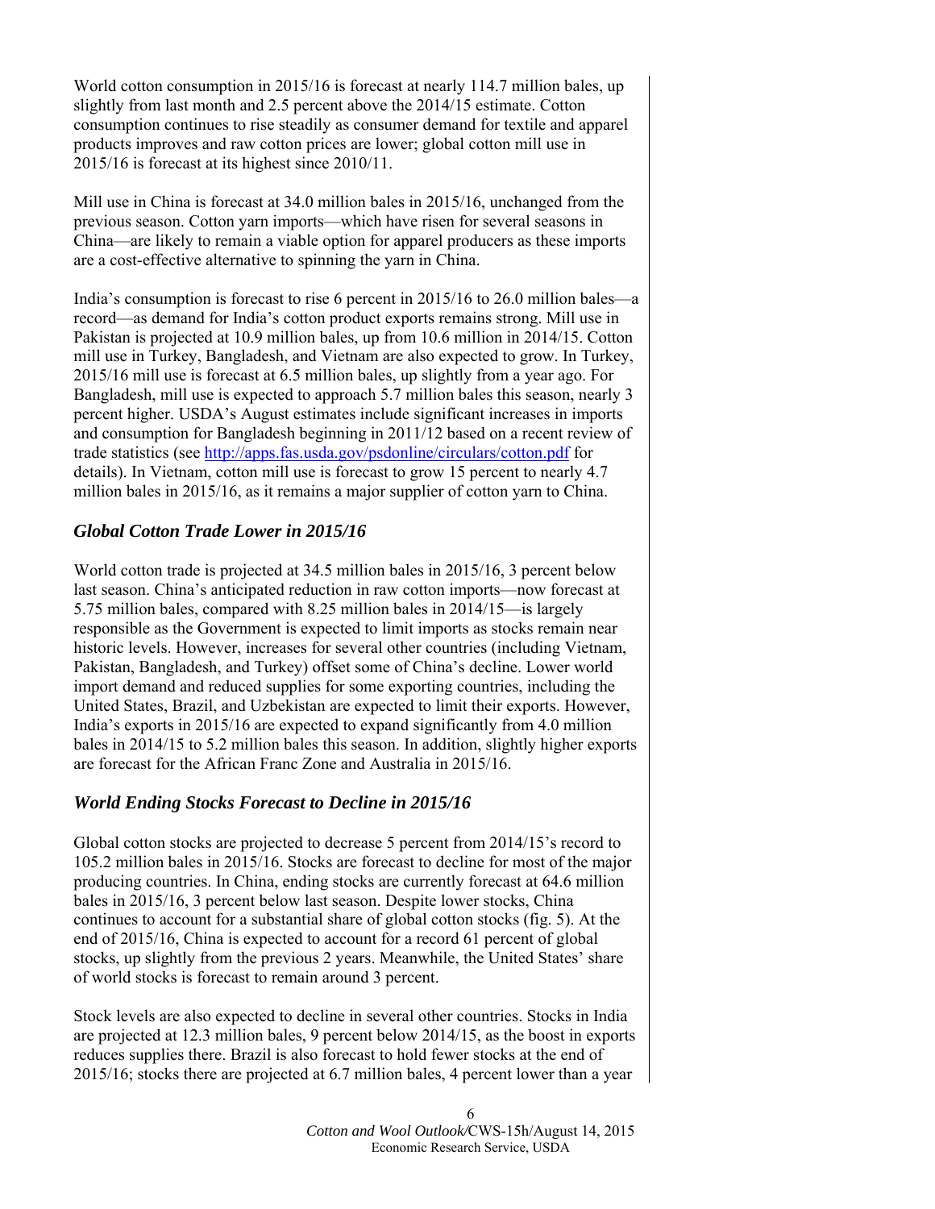World cotton consumption in 2015/16 is forecast at nearly 114.7 million bales, up slightly from last month and 2.5 percent above the 2014/15 estimate. Cotton consumption continues to rise steadily as consumer demand for textile and apparel products improves and raw cotton prices are lower; global cotton mill use in 2015/16 is forecast at its highest since 2010/11.

Mill use in China is forecast at 34.0 million bales in 2015/16, unchanged from the previous season. Cotton yarn imports—which have risen for several seasons in China—are likely to remain a viable option for apparel producers as these imports are a cost-effective alternative to spinning the yarn in China.

India's consumption is forecast to rise 6 percent in 2015/16 to 26.0 million bales—a record—as demand for India's cotton product exports remains strong. Mill use in Pakistan is projected at 10.9 million bales, up from 10.6 million in 2014/15. Cotton mill use in Turkey, Bangladesh, and Vietnam are also expected to grow. In Turkey, 2015/16 mill use is forecast at 6.5 million bales, up slightly from a year ago. For Bangladesh, mill use is expected to approach 5.7 million bales this season, nearly 3 percent higher. USDA's August estimates include significant increases in imports and consumption for Bangladesh beginning in 2011/12 based on a recent review of trade statistics (see http://apps.fas.usda.gov/psdonline/circulars/cotton.pdf for details). In Vietnam, cotton mill use is forecast to grow 15 percent to nearly 4.7 million bales in 2015/16, as it remains a major supplier of cotton yarn to China.

## *Global Cotton Trade Lower in 2015/16*

World cotton trade is projected at 34.5 million bales in 2015/16, 3 percent below last season. China's anticipated reduction in raw cotton imports—now forecast at 5.75 million bales, compared with 8.25 million bales in 2014/15—is largely responsible as the Government is expected to limit imports as stocks remain near historic levels. However, increases for several other countries (including Vietnam, Pakistan, Bangladesh, and Turkey) offset some of China's decline. Lower world import demand and reduced supplies for some exporting countries, including the United States, Brazil, and Uzbekistan are expected to limit their exports. However, India's exports in 2015/16 are expected to expand significantly from 4.0 million bales in 2014/15 to 5.2 million bales this season. In addition, slightly higher exports are forecast for the African Franc Zone and Australia in 2015/16.

## *World Ending Stocks Forecast to Decline in 2015/16*

Global cotton stocks are projected to decrease 5 percent from 2014/15's record to 105.2 million bales in 2015/16. Stocks are forecast to decline for most of the major producing countries. In China, ending stocks are currently forecast at 64.6 million bales in 2015/16, 3 percent below last season. Despite lower stocks, China continues to account for a substantial share of global cotton stocks (fig. 5). At the end of 2015/16, China is expected to account for a record 61 percent of global stocks, up slightly from the previous 2 years. Meanwhile, the United States' share of world stocks is forecast to remain around 3 percent.

Stock levels are also expected to decline in several other countries. Stocks in India are projected at 12.3 million bales, 9 percent below 2014/15, as the boost in exports reduces supplies there. Brazil is also forecast to hold fewer stocks at the end of 2015/16; stocks there are projected at 6.7 million bales, 4 percent lower than a year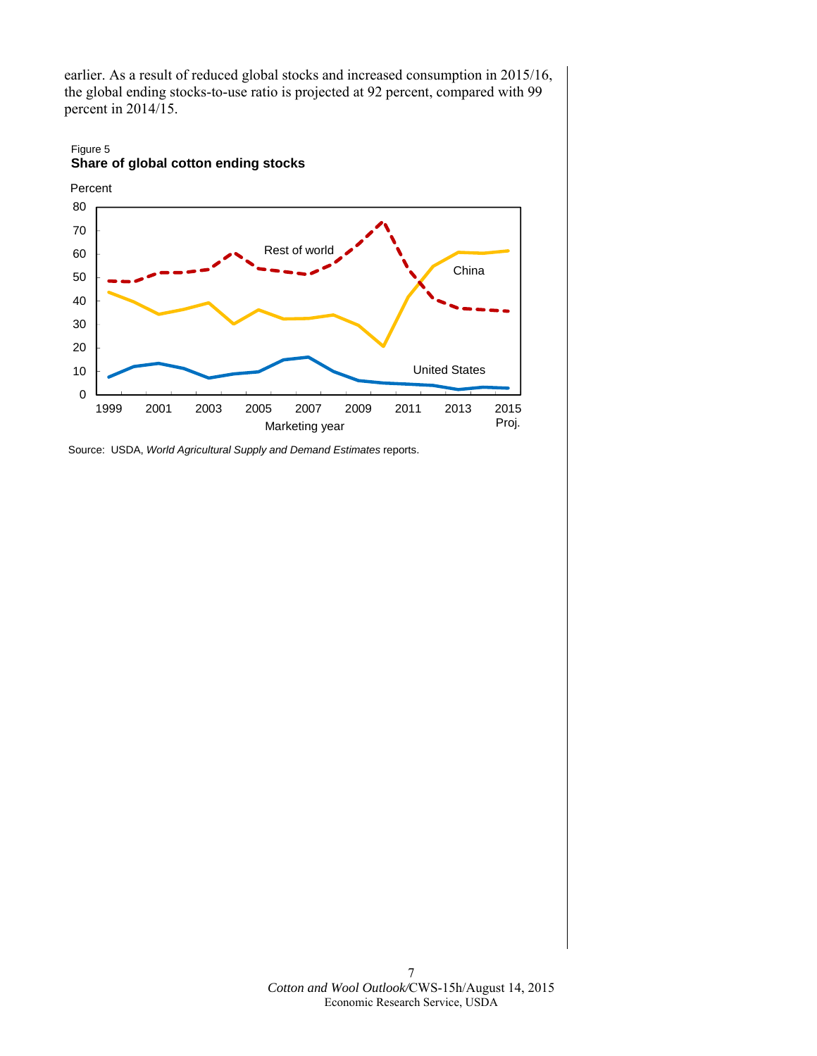earlier. As a result of reduced global stocks and increased consumption in 2015/16, the global ending stocks-to-use ratio is projected at 92 percent, compared with 99 percent in 2014/15.

Figure 5
**Share of global cotton ending stocks**

Source: USDA, *World Agricultural Supply and Demand Estimates* reports.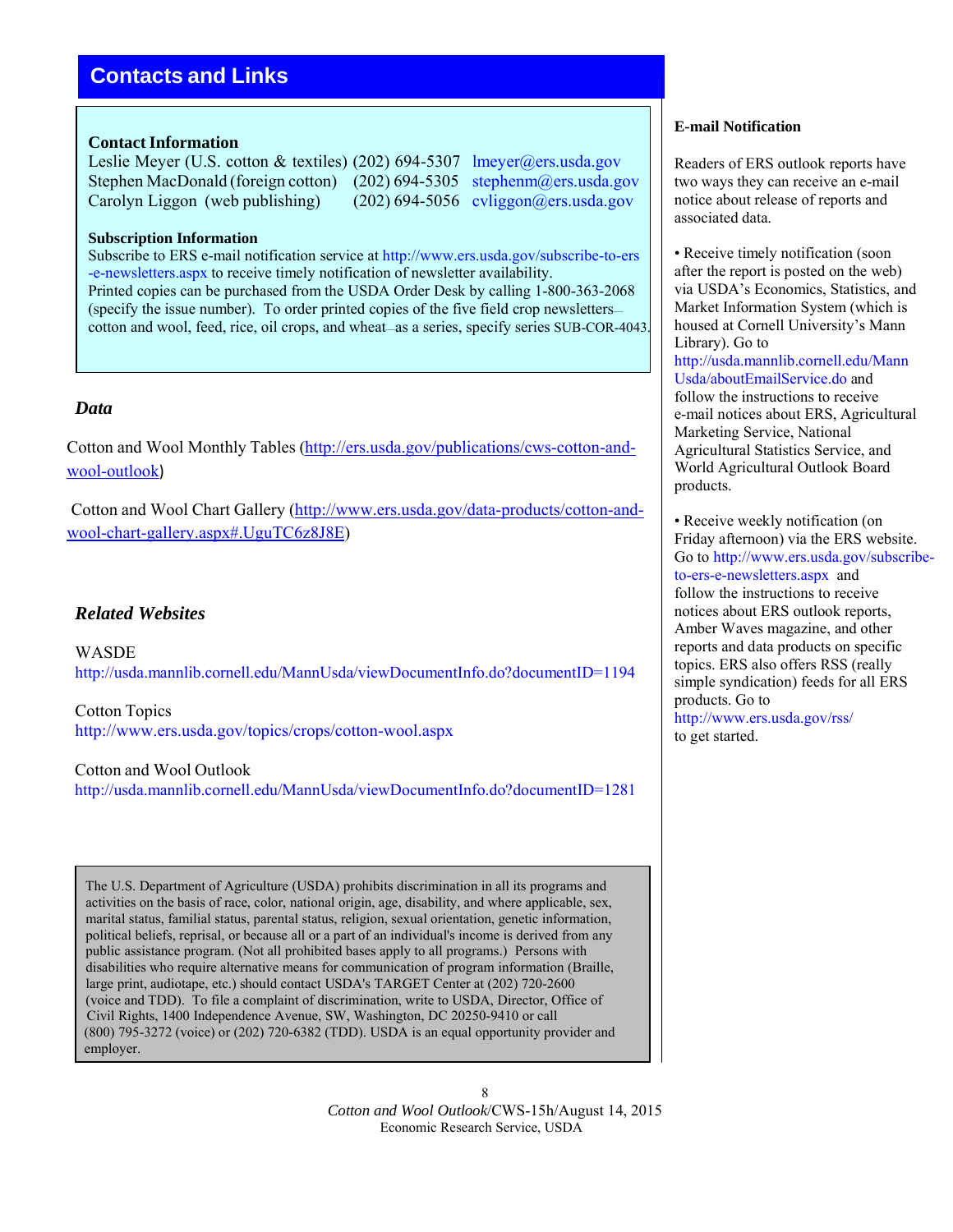## Contacts and Links

### Contact Information

Leslie Meyer (U.S. cotton & textiles) (202) 694-5307 lmeyer@ers.usda.gov
Stephen MacDonald (foreign cotton) (202) 694-5305 stephenm@ers.usda.gov
Carolyn Liggon (web publishing) (202) 694-5056 cvliggon@ers.usda.gov

### Subscription Information

Subscribe to ERS e-mail notification service at http://www.ers.usda.gov/subscribe-to-ers-e-newsletters.aspx to receive timely notification of newsletter availability.
Printed copies can be purchased from the USDA Order Desk by calling 1-800-363-2068 (specify the issue number). To order printed copies of the five field crop newsletters—cotton and wool, feed, rice, oil crops, and wheat—as a series, specify series SUB-COR-4043.

### *Data*

Cotton and Wool Monthly Tables (http://ers.usda.gov/publications/cws-cotton-and-wool-outlook)

Cotton and Wool Chart Gallery (http://www.ers.usda.gov/data-products/cotton-and-wool-chart-gallery.aspx#.UguTC6z8J8E)

### *Related Websites*

WASDE
http://usda.mannlib.cornell.edu/MannUsda/viewDocumentInfo.do?documentID=1194

Cotton Topics
http://www.ers.usda.gov/topics/crops/cotton-wool.aspx

Cotton and Wool Outlook
http://usda.mannlib.cornell.edu/MannUsda/viewDocumentInfo.do?documentID=1281

The U.S. Department of Agriculture (USDA) prohibits discrimination in all its programs and activities on the basis of race, color, national origin, age, disability, and where applicable, sex, marital status, familial status, parental status, religion, sexual orientation, genetic information, political beliefs, reprisal, or because all or a part of an individual's income is derived from any public assistance program. (Not all prohibited bases apply to all programs.) Persons with disabilities who require alternative means for communication of program information (Braille, large print, audiotape, etc.) should contact USDA's TARGET Center at (202) 720-2600 (voice and TDD). To file a complaint of discrimination, write to USDA, Director, Office of Civil Rights, 1400 Independence Avenue, SW, Washington, DC 20250-9410 or call (800) 795-3272 (voice) or (202) 720-6382 (TDD). USDA is an equal opportunity provider and employer.

### E-mail Notification

Readers of ERS outlook reports have two ways they can receive an e-mail notice about release of reports and associated data.

- Receive timely notification (soon after the report is posted on the web) via USDA's Economics, Statistics, and Market Information System (which is housed at Cornell University's Mann Library). Go to http://usda.mannlib.cornell.edu/MannUsda/aboutEmailService.do and follow the instructions to receive e-mail notices about ERS, Agricultural Marketing Service, National Agricultural Statistics Service, and World Agricultural Outlook Board products.

- Receive weekly notification (on Friday afternoon) via the ERS website. Go to http://www.ers.usda.gov/subscribe-to-ers-e-newsletters.aspx and follow the instructions to receive notices about ERS outlook reports, Amber Waves magazine, and other reports and data products on specific topics. ERS also offers RSS (really simple syndication) feeds for all ERS products. Go to http://www.ers.usda.gov/rss/ to get started.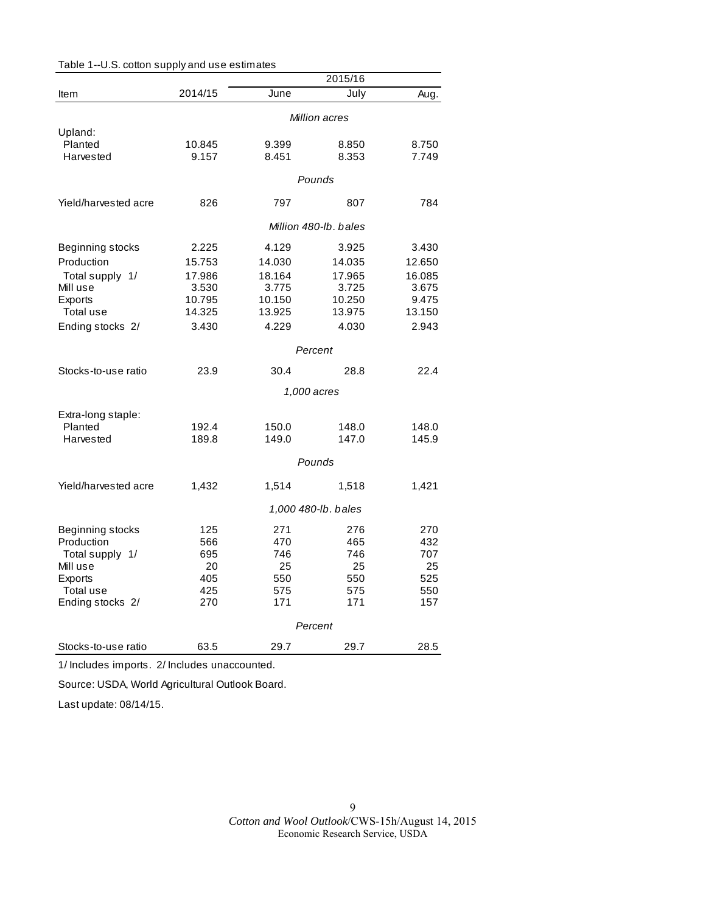Table 1--U.S. cotton supply and use estimates

| Item | 2014/15 | 2015/16 June | 2015/16 July | 2015/16 Aug. |
|---|---|---|---|---|
| | | *Million acres* | | |
| Upland: | | | | |
| Planted | 10.845 | 9.399 | 8.850 | 8.750 |
| Harvested | 9.157 | 8.451 | 8.353 | 7.749 |
| | | *Pounds* | | |
| Yield/harvested acre | 826 | 797 | 807 | 784 |
| | | *Million 480-lb. bales* | | |
| Beginning stocks | 2.225 | 4.129 | 3.925 | 3.430 |
| Production | 15.753 | 14.030 | 14.035 | 12.650 |
| Total supply 1/ | 17.986 | 18.164 | 17.965 | 16.085 |
| Mill use | 3.530 | 3.775 | 3.725 | 3.675 |
| Exports | 10.795 | 10.150 | 10.250 | 9.475 |
| Total use | 14.325 | 13.925 | 13.975 | 13.150 |
| Ending stocks 2/ | 3.430 | 4.229 | 4.030 | 2.943 |
| | | *Percent* | | |
| Stocks-to-use ratio | 23.9 | 30.4 | 28.8 | 22.4 |
| | | *1,000 acres* | | |
| Extra-long staple: | | | | |
| Planted | 192.4 | 150.0 | 148.0 | 148.0 |
| Harvested | 189.8 | 149.0 | 147.0 | 145.9 |
| | | *Pounds* | | |
| Yield/harvested acre | 1,432 | 1,514 | 1,518 | 1,421 |
| | | *1,000 480-lb. bales* | | |
| Beginning stocks | 125 | 271 | 276 | 270 |
| Production | 566 | 470 | 465 | 432 |
| Total supply 1/ | 695 | 746 | 746 | 707 |
| Mill use | 20 | 25 | 25 | 25 |
| Exports | 405 | 550 | 550 | 525 |
| Total use | 425 | 575 | 575 | 550 |
| Ending stocks 2/ | 270 | 171 | 171 | 157 |
| | | *Percent* | | |
| Stocks-to-use ratio | 63.5 | 29.7 | 29.7 | 28.5 |

1/ Includes imports. 2/ Includes unaccounted.

Source: USDA, World Agricultural Outlook Board.

Last update: 08/14/15.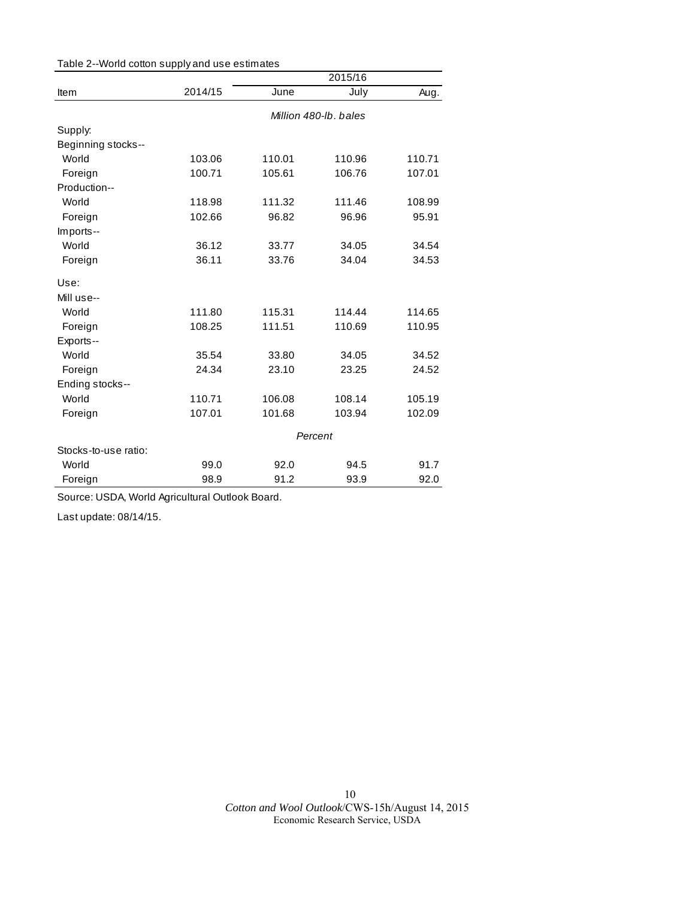Table 2--World cotton supply and use estimates

| Item | 2014/15 | 2015/16 | | |
|---|---|---|---|---|
| | | June | July | Aug. |
| | | *Million 480-lb. bales* | | |
| Supply: | | | | |
| Beginning stocks-- | | | | |
| World | 103.06 | 110.01 | 110.96 | 110.71 |
| Foreign | 100.71 | 105.61 | 106.76 | 107.01 |
| Production-- | | | | |
| World | 118.98 | 111.32 | 111.46 | 108.99 |
| Foreign | 102.66 | 96.82 | 96.96 | 95.91 |
| Imports-- | | | | |
| World | 36.12 | 33.77 | 34.05 | 34.54 |
| Foreign | 36.11 | 33.76 | 34.04 | 34.53 |
| Use: | | | | |
| Mill use-- | | | | |
| World | 111.80 | 115.31 | 114.44 | 114.65 |
| Foreign | 108.25 | 111.51 | 110.69 | 110.95 |
| Exports-- | | | | |
| World | 35.54 | 33.80 | 34.05 | 34.52 |
| Foreign | 24.34 | 23.10 | 23.25 | 24.52 |
| Ending stocks-- | | | | |
| World | 110.71 | 106.08 | 108.14 | 105.19 |
| Foreign | 107.01 | 101.68 | 103.94 | 102.09 |
| | | *Percent* | | |
| Stocks-to-use ratio: | | | | |
| World | 99.0 | 92.0 | 94.5 | 91.7 |
| Foreign | 98.9 | 91.2 | 93.9 | 92.0 |

Source: USDA, World Agricultural Outlook Board.

Last update: 08/14/15.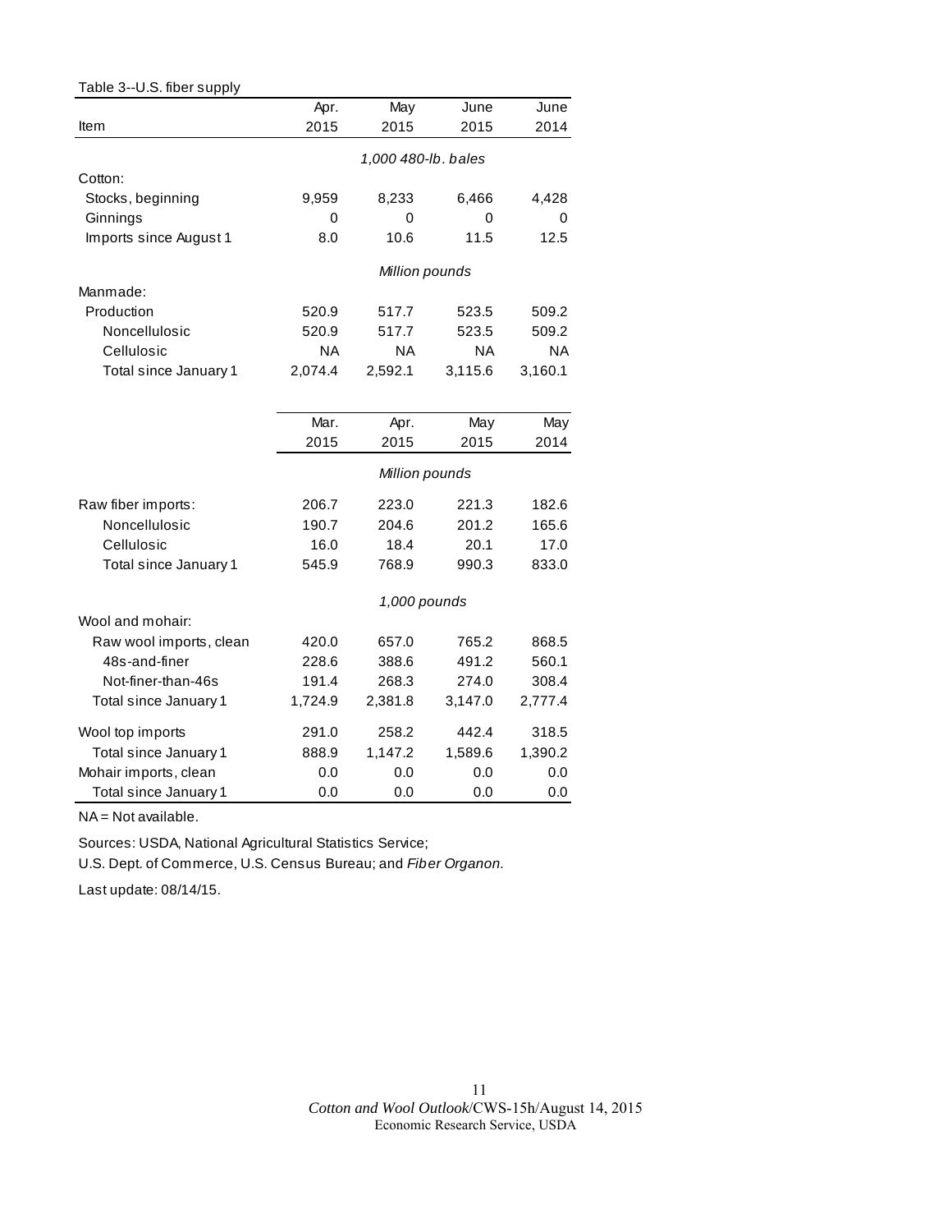Table 3--U.S. fiber supply

| Item | Apr. 2015 | May 2015 | June 2015 | June 2014 |
|---|---|---|---|---|
| | *1,000 480-lb. bales* | | | |
| Cotton: | | | | |
| Stocks, beginning | 9,959 | 8,233 | 6,466 | 4,428 |
| Ginnings | 0 | 0 | 0 | 0 |
| Imports since August 1 | 8.0 | 10.6 | 11.5 | 12.5 |
| | *Million pounds* | | | |
| Manmade: | | | | |
| Production | 520.9 | 517.7 | 523.5 | 509.2 |
| Noncellulosic | 520.9 | 517.7 | 523.5 | 509.2 |
| Cellulosic | NA | NA | NA | NA |
| Total since January 1 | 2,074.4 | 2,592.1 | 3,115.6 | 3,160.1 |

| Item | Mar. 2015 | Apr. 2015 | May 2015 | May 2014 |
|---|---|---|---|---|
| | *Million pounds* | | | |
| Raw fiber imports: | 206.7 | 223.0 | 221.3 | 182.6 |
| Noncellulosic | 190.7 | 204.6 | 201.2 | 165.6 |
| Cellulosic | 16.0 | 18.4 | 20.1 | 17.0 |
| Total since January 1 | 545.9 | 768.9 | 990.3 | 833.0 |
| | *1,000 pounds* | | | |
| Wool and mohair: | | | | |
| Raw wool imports, clean | 420.0 | 657.0 | 765.2 | 868.5 |
| 48s-and-finer | 228.6 | 388.6 | 491.2 | 560.1 |
| Not-finer-than-46s | 191.4 | 268.3 | 274.0 | 308.4 |
| Total since January 1 | 1,724.9 | 2,381.8 | 3,147.0 | 2,777.4 |
| Wool top imports | 291.0 | 258.2 | 442.4 | 318.5 |
| Total since January 1 | 888.9 | 1,147.2 | 1,589.6 | 1,390.2 |
| Mohair imports, clean | 0.0 | 0.0 | 0.0 | 0.0 |
| Total since January 1 | 0.0 | 0.0 | 0.0 | 0.0 |

NA = Not available.

Sources: USDA, National Agricultural Statistics Service;
U.S. Dept. of Commerce, U.S. Census Bureau; and *Fiber Organon.*

Last update: 08/14/15.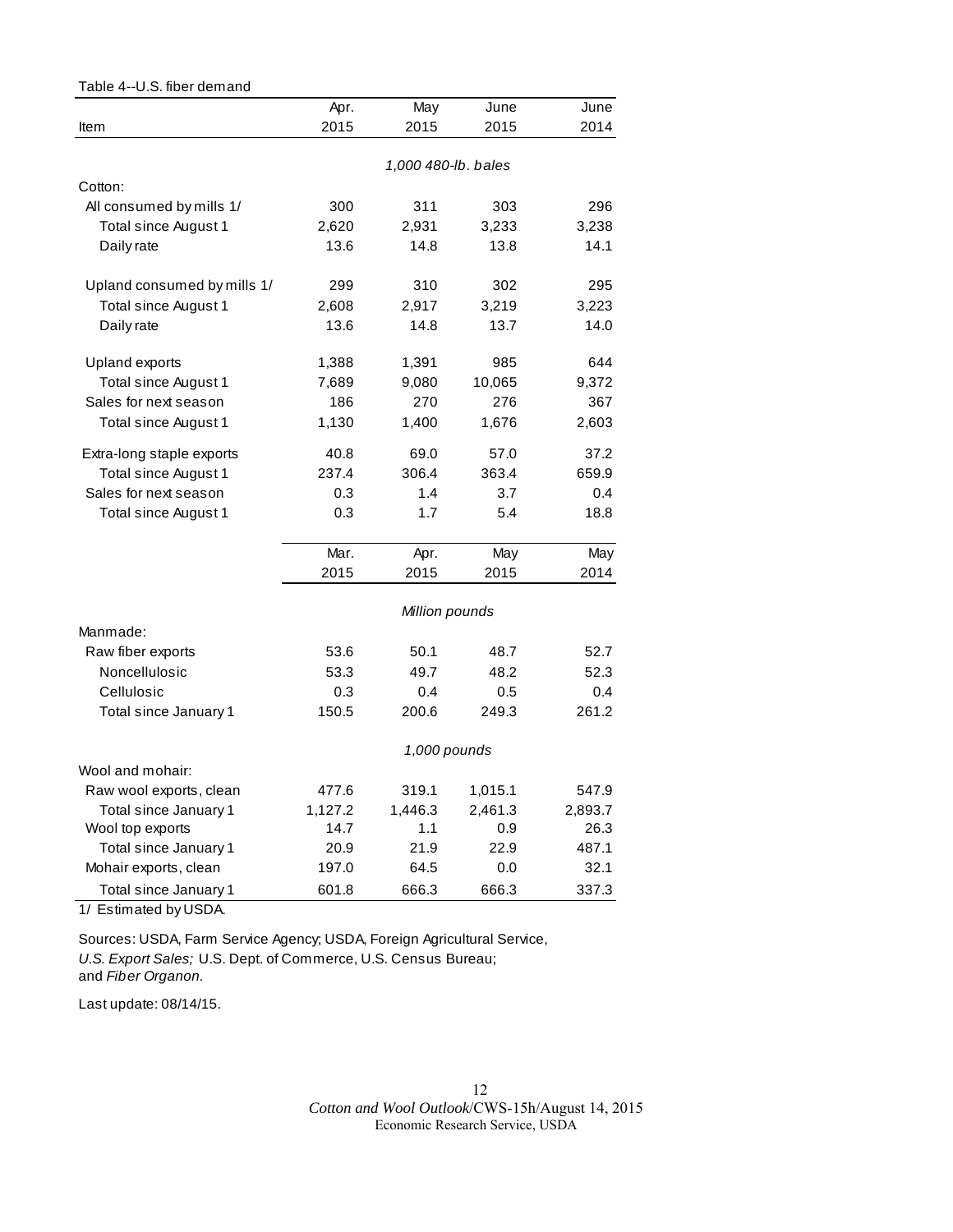Table 4--U.S. fiber demand

| Item | Apr. 2015 | May 2015 | June 2015 | June 2014 |
|---|---|---|---|---|
| | 1,000 480-lb. bales | | | |
| Cotton: | | | | |
| All consumed by mills 1/ | 300 | 311 | 303 | 296 |
| Total since August 1 | 2,620 | 2,931 | 3,233 | 3,238 |
| Daily rate | 13.6 | 14.8 | 13.8 | 14.1 |
| Upland consumed by mills 1/ | 299 | 310 | 302 | 295 |
| Total since August 1 | 2,608 | 2,917 | 3,219 | 3,223 |
| Daily rate | 13.6 | 14.8 | 13.7 | 14.0 |
| Upland exports | 1,388 | 1,391 | 985 | 644 |
| Total since August 1 | 7,689 | 9,080 | 10,065 | 9,372 |
| Sales for next season | 186 | 270 | 276 | 367 |
| Total since August 1 | 1,130 | 1,400 | 1,676 | 2,603 |
| Extra-long staple exports | 40.8 | 69.0 | 57.0 | 37.2 |
| Total since August 1 | 237.4 | 306.4 | 363.4 | 659.9 |
| Sales for next season | 0.3 | 1.4 | 3.7 | 0.4 |
| Total since August 1 | 0.3 | 1.7 | 5.4 | 18.8 |
| | Mar. 2015 | Apr. 2015 | May 2015 | May 2014 |
| | Million pounds | | | |
| Manmade: | | | | |
| Raw fiber exports | 53.6 | 50.1 | 48.7 | 52.7 |
| Noncellulosic | 53.3 | 49.7 | 48.2 | 52.3 |
| Cellulosic | 0.3 | 0.4 | 0.5 | 0.4 |
| Total since January 1 | 150.5 | 200.6 | 249.3 | 261.2 |
| | 1,000 pounds | | | |
| Wool and mohair: | | | | |
| Raw wool exports, clean | 477.6 | 319.1 | 1,015.1 | 547.9 |
| Total since January 1 | 1,127.2 | 1,446.3 | 2,461.3 | 2,893.7 |
| Wool top exports | 14.7 | 1.1 | 0.9 | 26.3 |
| Total since January 1 | 20.9 | 21.9 | 22.9 | 487.1 |
| Mohair exports, clean | 197.0 | 64.5 | 0.0 | 32.1 |
| Total since January 1 | 601.8 | 666.3 | 666.3 | 337.3 |

1/ Estimated by USDA.

Sources: USDA, Farm Service Agency; USDA, Foreign Agricultural Service, *U.S. Export Sales;* U.S. Dept. of Commerce, U.S. Census Bureau; and *Fiber Organon.*

Last update: 08/14/15.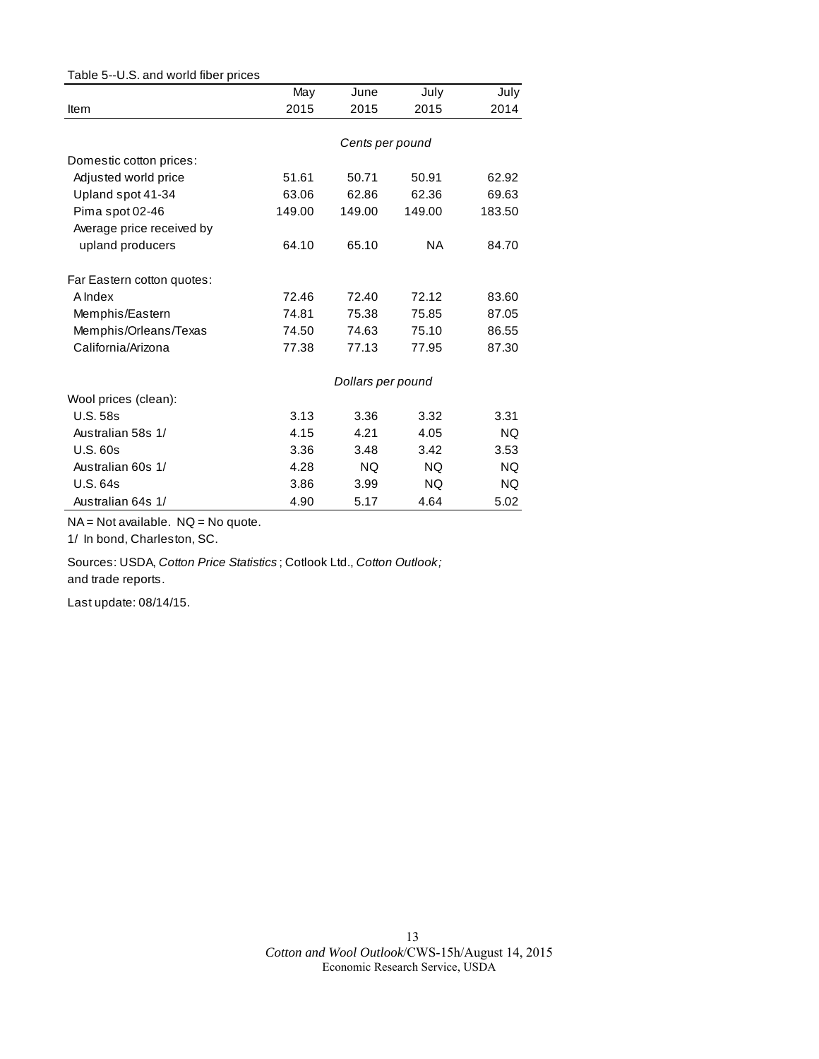Table 5--U.S. and world fiber prices

| Item | May 2015 | June 2015 | July 2015 | July 2014 |
|---|---|---|---|---|
| | | *Cents per pound* | | |
| Domestic cotton prices: | | | | |
| Adjusted world price | 51.61 | 50.71 | 50.91 | 62.92 |
| Upland spot 41-34 | 63.06 | 62.86 | 62.36 | 69.63 |
| Pima spot 02-46 | 149.00 | 149.00 | 149.00 | 183.50 |
| Average price received by upland producers | 64.10 | 65.10 | NA | 84.70 |
| Far Eastern cotton quotes: | | | | |
| A Index | 72.46 | 72.40 | 72.12 | 83.60 |
| Memphis/Eastern | 74.81 | 75.38 | 75.85 | 87.05 |
| Memphis/Orleans/Texas | 74.50 | 74.63 | 75.10 | 86.55 |
| California/Arizona | 77.38 | 77.13 | 77.95 | 87.30 |
| | | *Dollars per pound* | | |
| Wool prices (clean): | | | | |
| U.S. 58s | 3.13 | 3.36 | 3.32 | 3.31 |
| Australian 58s 1/ | 4.15 | 4.21 | 4.05 | NQ |
| U.S. 60s | 3.36 | 3.48 | 3.42 | 3.53 |
| Australian 60s 1/ | 4.28 | NQ | NQ | NQ |
| U.S. 64s | 3.86 | 3.99 | NQ | NQ |
| Australian 64s 1/ | 4.90 | 5.17 | 4.64 | 5.02 |

NA = Not available. NQ = No quote.

1/ In bond, Charleston, SC.

Sources: USDA, *Cotton Price Statistics*; Cotlook Ltd., *Cotton Outlook;* and trade reports.

Last update: 08/14/15.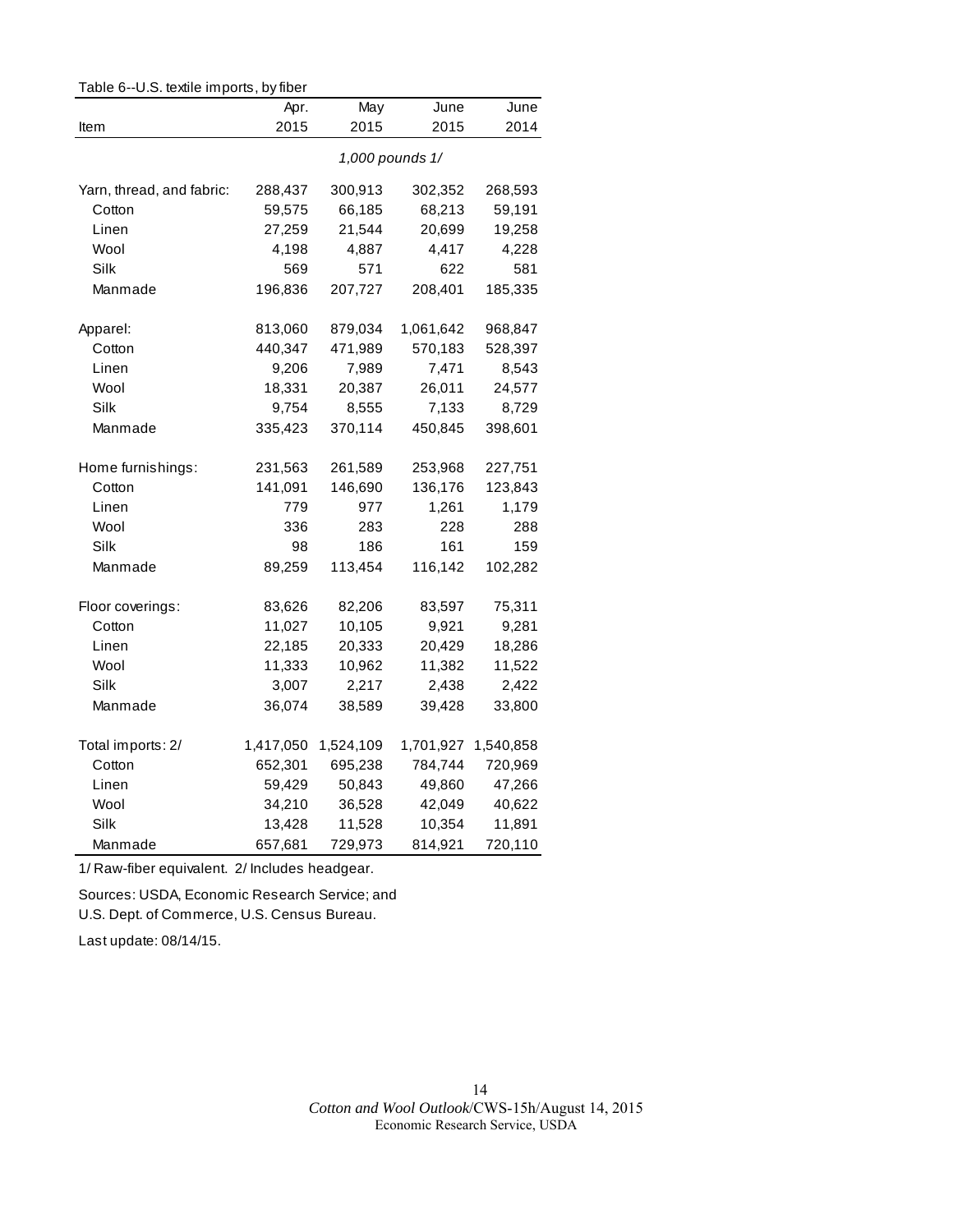Table 6--U.S. textile imports, by fiber

| Item | Apr. 2015 | May 2015 | June 2015 | June 2014 |
|---|---|---|---|---|
| | *1,000 pounds 1/* | | | |
| Yarn, thread, and fabric: | 288,437 | 300,913 | 302,352 | 268,593 |
| Cotton | 59,575 | 66,185 | 68,213 | 59,191 |
| Linen | 27,259 | 21,544 | 20,699 | 19,258 |
| Wool | 4,198 | 4,887 | 4,417 | 4,228 |
| Silk | 569 | 571 | 622 | 581 |
| Manmade | 196,836 | 207,727 | 208,401 | 185,335 |
| Apparel: | 813,060 | 879,034 | 1,061,642 | 968,847 |
| Cotton | 440,347 | 471,989 | 570,183 | 528,397 |
| Linen | 9,206 | 7,989 | 7,471 | 8,543 |
| Wool | 18,331 | 20,387 | 26,011 | 24,577 |
| Silk | 9,754 | 8,555 | 7,133 | 8,729 |
| Manmade | 335,423 | 370,114 | 450,845 | 398,601 |
| Home furnishings: | 231,563 | 261,589 | 253,968 | 227,751 |
| Cotton | 141,091 | 146,690 | 136,176 | 123,843 |
| Linen | 779 | 977 | 1,261 | 1,179 |
| Wool | 336 | 283 | 228 | 288 |
| Silk | 98 | 186 | 161 | 159 |
| Manmade | 89,259 | 113,454 | 116,142 | 102,282 |
| Floor coverings: | 83,626 | 82,206 | 83,597 | 75,311 |
| Cotton | 11,027 | 10,105 | 9,921 | 9,281 |
| Linen | 22,185 | 20,333 | 20,429 | 18,286 |
| Wool | 11,333 | 10,962 | 11,382 | 11,522 |
| Silk | 3,007 | 2,217 | 2,438 | 2,422 |
| Manmade | 36,074 | 38,589 | 39,428 | 33,800 |
| Total imports: 2/ | 1,417,050 | 1,524,109 | 1,701,927 | 1,540,858 |
| Cotton | 652,301 | 695,238 | 784,744 | 720,969 |
| Linen | 59,429 | 50,843 | 49,860 | 47,266 |
| Wool | 34,210 | 36,528 | 42,049 | 40,622 |
| Silk | 13,428 | 11,528 | 10,354 | 11,891 |
| Manmade | 657,681 | 729,973 | 814,921 | 720,110 |

1/ Raw-fiber equivalent. 2/ Includes headgear.

Sources: USDA, Economic Research Service; and U.S. Dept. of Commerce, U.S. Census Bureau.

Last update: 08/14/15.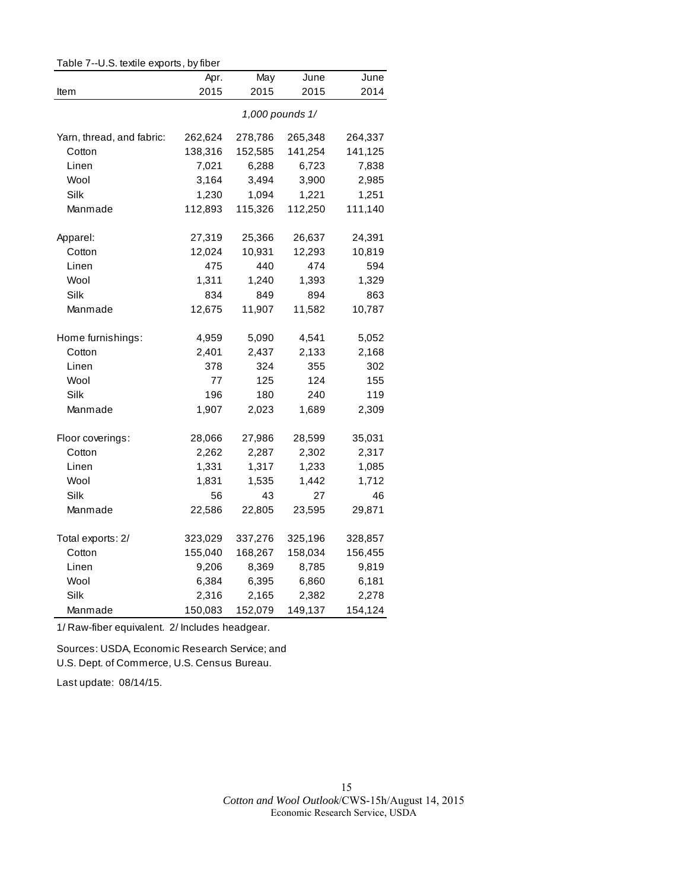Table 7--U.S. textile exports, by fiber

| Item | Apr. 2015 | May 2015 | June 2015 | June 2014 |
|---|---|---|---|---|
| | *1,000 pounds 1/* | | | |
| Yarn, thread, and fabric: | 262,624 | 278,786 | 265,348 | 264,337 |
| Cotton | 138,316 | 152,585 | 141,254 | 141,125 |
| Linen | 7,021 | 6,288 | 6,723 | 7,838 |
| Wool | 3,164 | 3,494 | 3,900 | 2,985 |
| Silk | 1,230 | 1,094 | 1,221 | 1,251 |
| Manmade | 112,893 | 115,326 | 112,250 | 111,140 |
| | | | | |
| Apparel: | 27,319 | 25,366 | 26,637 | 24,391 |
| Cotton | 12,024 | 10,931 | 12,293 | 10,819 |
| Linen | 475 | 440 | 474 | 594 |
| Wool | 1,311 | 1,240 | 1,393 | 1,329 |
| Silk | 834 | 849 | 894 | 863 |
| Manmade | 12,675 | 11,907 | 11,582 | 10,787 |
| | | | | |
| Home furnishings: | 4,959 | 5,090 | 4,541 | 5,052 |
| Cotton | 2,401 | 2,437 | 2,133 | 2,168 |
| Linen | 378 | 324 | 355 | 302 |
| Wool | 77 | 125 | 124 | 155 |
| Silk | 196 | 180 | 240 | 119 |
| Manmade | 1,907 | 2,023 | 1,689 | 2,309 |
| | | | | |
| Floor coverings: | 28,066 | 27,986 | 28,599 | 35,031 |
| Cotton | 2,262 | 2,287 | 2,302 | 2,317 |
| Linen | 1,331 | 1,317 | 1,233 | 1,085 |
| Wool | 1,831 | 1,535 | 1,442 | 1,712 |
| Silk | 56 | 43 | 27 | 46 |
| Manmade | 22,586 | 22,805 | 23,595 | 29,871 |
| | | | | |
| Total exports: 2/ | 323,029 | 337,276 | 325,196 | 328,857 |
| Cotton | 155,040 | 168,267 | 158,034 | 156,455 |
| Linen | 9,206 | 8,369 | 8,785 | 9,819 |
| Wool | 6,384 | 6,395 | 6,860 | 6,181 |
| Silk | 2,316 | 2,165 | 2,382 | 2,278 |
| Manmade | 150,083 | 152,079 | 149,137 | 154,124 |

1/ Raw-fiber equivalent. 2/ Includes headgear.

Sources: USDA, Economic Research Service; and U.S. Dept. of Commerce, U.S. Census Bureau.

Last update: 08/14/15.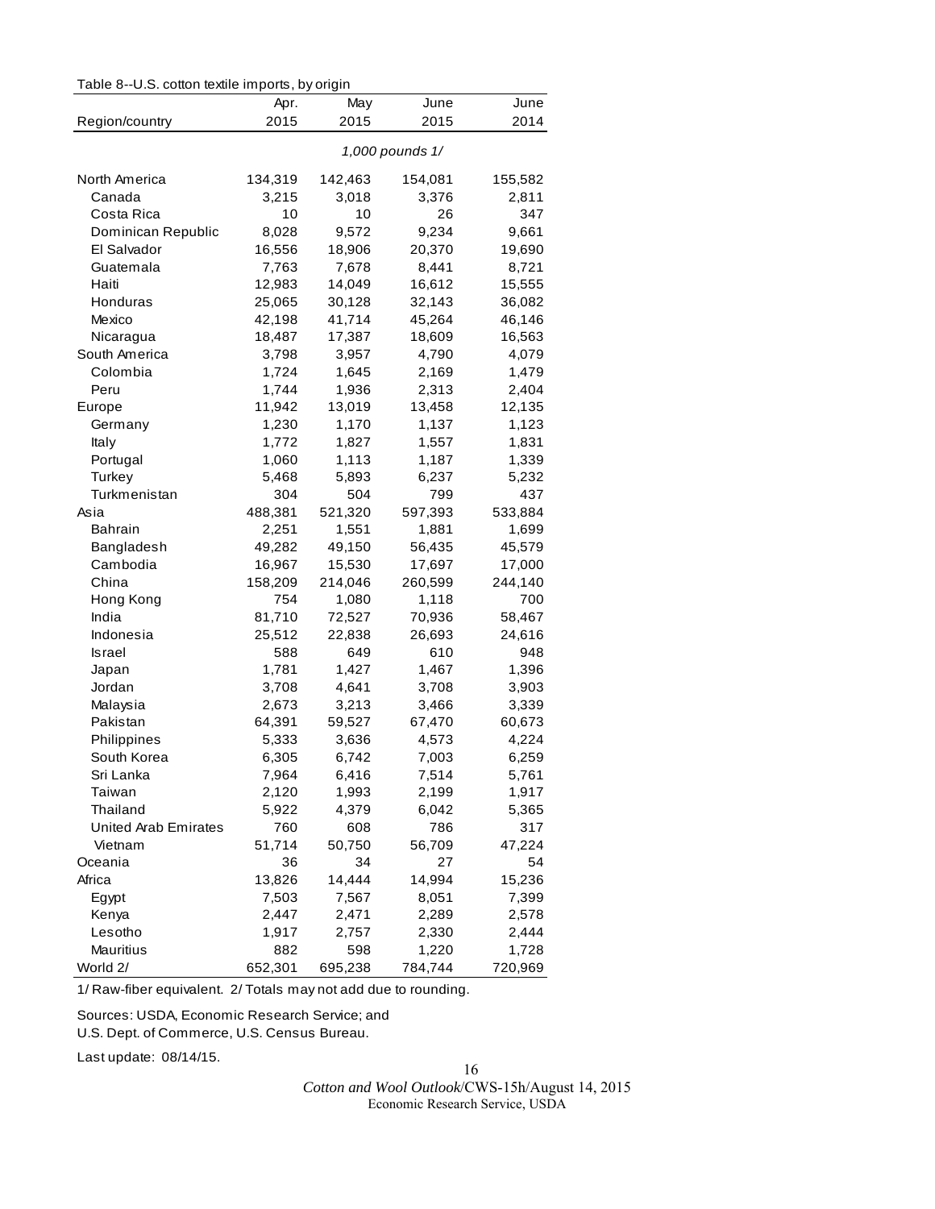Table 8--U.S. cotton textile imports, by origin

| Region/country | Apr. 2015 | May 2015 | June 2015 | June 2014 |
|---|---|---|---|---|
| | | *1,000 pounds 1/* | | |
| North America | 134,319 | 142,463 | 154,081 | 155,582 |
| Canada | 3,215 | 3,018 | 3,376 | 2,811 |
| Costa Rica | 10 | 10 | 26 | 347 |
| Dominican Republic | 8,028 | 9,572 | 9,234 | 9,661 |
| El Salvador | 16,556 | 18,906 | 20,370 | 19,690 |
| Guatemala | 7,763 | 7,678 | 8,441 | 8,721 |
| Haiti | 12,983 | 14,049 | 16,612 | 15,555 |
| Honduras | 25,065 | 30,128 | 32,143 | 36,082 |
| Mexico | 42,198 | 41,714 | 45,264 | 46,146 |
| Nicaragua | 18,487 | 17,387 | 18,609 | 16,563 |
| South America | 3,798 | 3,957 | 4,790 | 4,079 |
| Colombia | 1,724 | 1,645 | 2,169 | 1,479 |
| Peru | 1,744 | 1,936 | 2,313 | 2,404 |
| Europe | 11,942 | 13,019 | 13,458 | 12,135 |
| Germany | 1,230 | 1,170 | 1,137 | 1,123 |
| Italy | 1,772 | 1,827 | 1,557 | 1,831 |
| Portugal | 1,060 | 1,113 | 1,187 | 1,339 |
| Turkey | 5,468 | 5,893 | 6,237 | 5,232 |
| Turkmenistan | 304 | 504 | 799 | 437 |
| Asia | 488,381 | 521,320 | 597,393 | 533,884 |
| Bahrain | 2,251 | 1,551 | 1,881 | 1,699 |
| Bangladesh | 49,282 | 49,150 | 56,435 | 45,579 |
| Cambodia | 16,967 | 15,530 | 17,697 | 17,000 |
| China | 158,209 | 214,046 | 260,599 | 244,140 |
| Hong Kong | 754 | 1,080 | 1,118 | 700 |
| India | 81,710 | 72,527 | 70,936 | 58,467 |
| Indonesia | 25,512 | 22,838 | 26,693 | 24,616 |
| Israel | 588 | 649 | 610 | 948 |
| Japan | 1,781 | 1,427 | 1,467 | 1,396 |
| Jordan | 3,708 | 4,641 | 3,708 | 3,903 |
| Malaysia | 2,673 | 3,213 | 3,466 | 3,339 |
| Pakistan | 64,391 | 59,527 | 67,470 | 60,673 |
| Philippines | 5,333 | 3,636 | 4,573 | 4,224 |
| South Korea | 6,305 | 6,742 | 7,003 | 6,259 |
| Sri Lanka | 7,964 | 6,416 | 7,514 | 5,761 |
| Taiwan | 2,120 | 1,993 | 2,199 | 1,917 |
| Thailand | 5,922 | 4,379 | 6,042 | 5,365 |
| United Arab Emirates | 760 | 608 | 786 | 317 |
| Vietnam | 51,714 | 50,750 | 56,709 | 47,224 |
| Oceania | 36 | 34 | 27 | 54 |
| Africa | 13,826 | 14,444 | 14,994 | 15,236 |
| Egypt | 7,503 | 7,567 | 8,051 | 7,399 |
| Kenya | 2,447 | 2,471 | 2,289 | 2,578 |
| Lesotho | 1,917 | 2,757 | 2,330 | 2,444 |
| Mauritius | 882 | 598 | 1,220 | 1,728 |
| World 2/ | 652,301 | 695,238 | 784,744 | 720,969 |

1/ Raw-fiber equivalent. 2/ Totals may not add due to rounding.

Sources: USDA, Economic Research Service; and
U.S. Dept. of Commerce, U.S. Census Bureau.

Last update: 08/14/15.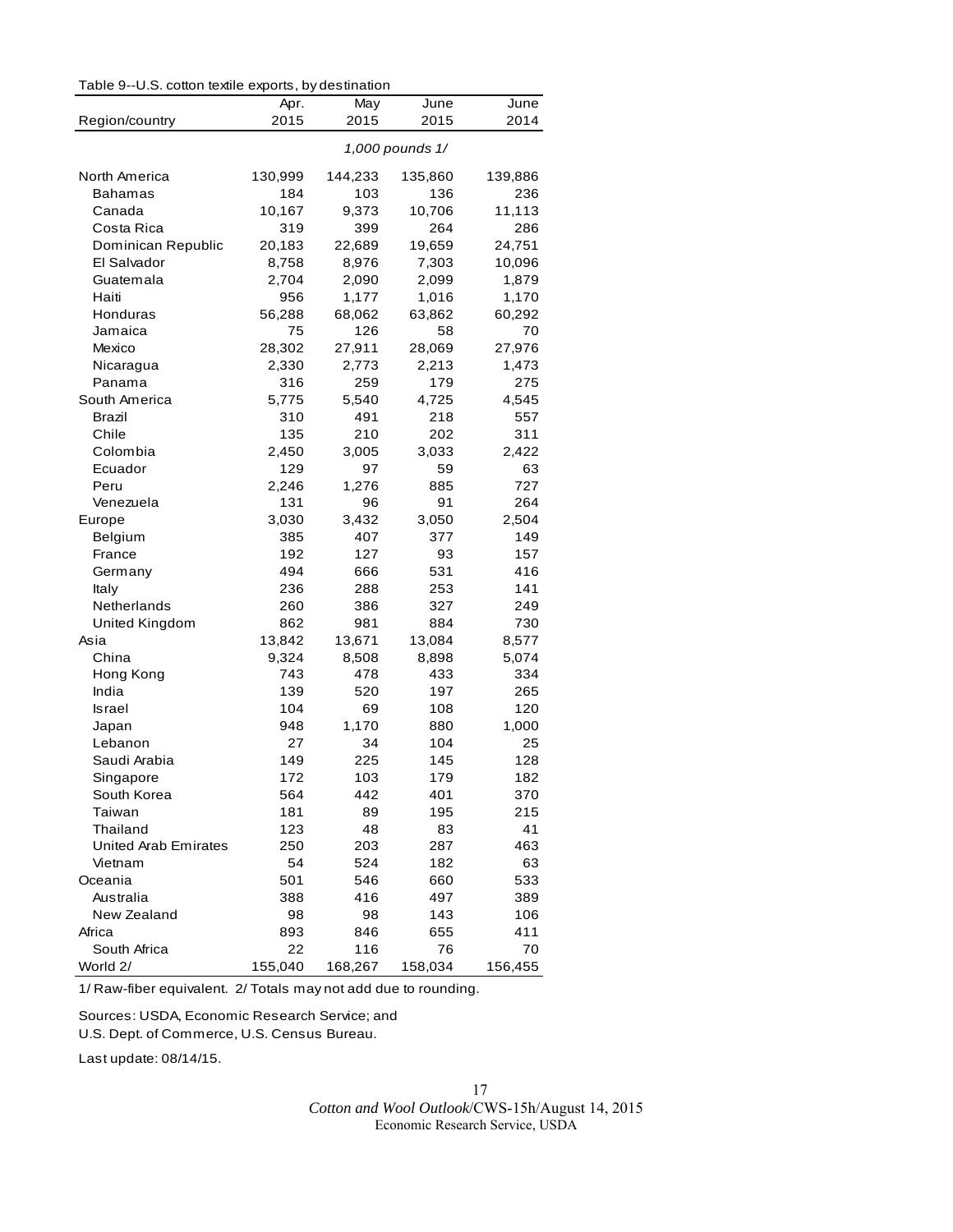Table 9--U.S. cotton textile exports, by destination

| Region/country | Apr. 2015 | May 2015 | June 2015 | June 2014 |
|---|---|---|---|---|
| | | *1,000 pounds 1/* | | |
| North America | 130,999 | 144,233 | 135,860 | 139,886 |
| Bahamas | 184 | 103 | 136 | 236 |
| Canada | 10,167 | 9,373 | 10,706 | 11,113 |
| Costa Rica | 319 | 399 | 264 | 286 |
| Dominican Republic | 20,183 | 22,689 | 19,659 | 24,751 |
| El Salvador | 8,758 | 8,976 | 7,303 | 10,096 |
| Guatemala | 2,704 | 2,090 | 2,099 | 1,879 |
| Haiti | 956 | 1,177 | 1,016 | 1,170 |
| Honduras | 56,288 | 68,062 | 63,862 | 60,292 |
| Jamaica | 75 | 126 | 58 | 70 |
| Mexico | 28,302 | 27,911 | 28,069 | 27,976 |
| Nicaragua | 2,330 | 2,773 | 2,213 | 1,473 |
| Panama | 316 | 259 | 179 | 275 |
| South America | 5,775 | 5,540 | 4,725 | 4,545 |
| Brazil | 310 | 491 | 218 | 557 |
| Chile | 135 | 210 | 202 | 311 |
| Colombia | 2,450 | 3,005 | 3,033 | 2,422 |
| Ecuador | 129 | 97 | 59 | 63 |
| Peru | 2,246 | 1,276 | 885 | 727 |
| Venezuela | 131 | 96 | 91 | 264 |
| Europe | 3,030 | 3,432 | 3,050 | 2,504 |
| Belgium | 385 | 407 | 377 | 149 |
| France | 192 | 127 | 93 | 157 |
| Germany | 494 | 666 | 531 | 416 |
| Italy | 236 | 288 | 253 | 141 |
| Netherlands | 260 | 386 | 327 | 249 |
| United Kingdom | 862 | 981 | 884 | 730 |
| Asia | 13,842 | 13,671 | 13,084 | 8,577 |
| China | 9,324 | 8,508 | 8,898 | 5,074 |
| Hong Kong | 743 | 478 | 433 | 334 |
| India | 139 | 520 | 197 | 265 |
| Israel | 104 | 69 | 108 | 120 |
| Japan | 948 | 1,170 | 880 | 1,000 |
| Lebanon | 27 | 34 | 104 | 25 |
| Saudi Arabia | 149 | 225 | 145 | 128 |
| Singapore | 172 | 103 | 179 | 182 |
| South Korea | 564 | 442 | 401 | 370 |
| Taiwan | 181 | 89 | 195 | 215 |
| Thailand | 123 | 48 | 83 | 41 |
| United Arab Emirates | 250 | 203 | 287 | 463 |
| Vietnam | 54 | 524 | 182 | 63 |
| Oceania | 501 | 546 | 660 | 533 |
| Australia | 388 | 416 | 497 | 389 |
| New Zealand | 98 | 98 | 143 | 106 |
| Africa | 893 | 846 | 655 | 411 |
| South Africa | 22 | 116 | 76 | 70 |
| World 2/ | 155,040 | 168,267 | 158,034 | 156,455 |

1/ Raw-fiber equivalent. 2/ Totals may not add due to rounding.

Sources: USDA, Economic Research Service; and
U.S. Dept. of Commerce, U.S. Census Bureau.

Last update: 08/14/15.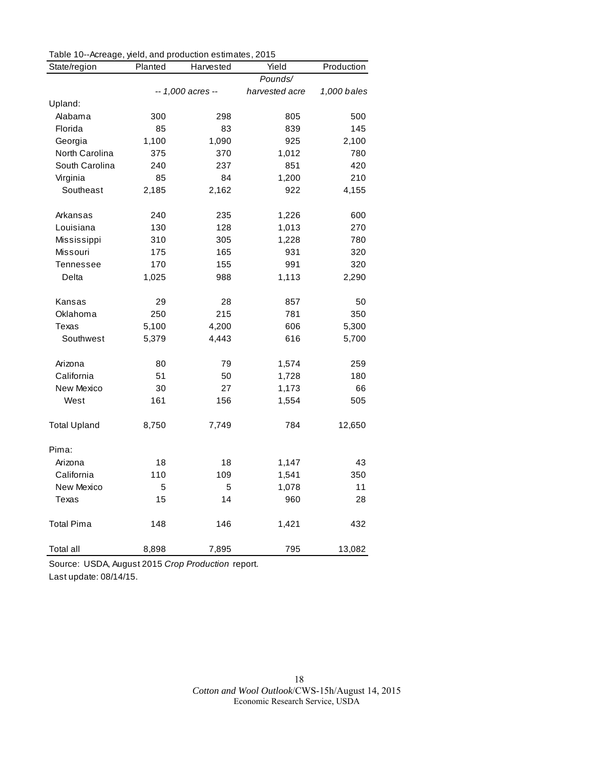Table 10--Acreage, yield, and production estimates, 2015

| State/region | Planted | Harvested | Yield | Production |
|---|---|---|---|---|
| | | | *Pounds/* | |
| | *-- 1,000 acres --* | | *harvested acre* | *1,000 bales* |
| Upland: | | | | |
| Alabama | 300 | 298 | 805 | 500 |
| Florida | 85 | 83 | 839 | 145 |
| Georgia | 1,100 | 1,090 | 925 | 2,100 |
| North Carolina | 375 | 370 | 1,012 | 780 |
| South Carolina | 240 | 237 | 851 | 420 |
| Virginia | 85 | 84 | 1,200 | 210 |
| Southeast | 2,185 | 2,162 | 922 | 4,155 |
| Arkansas | 240 | 235 | 1,226 | 600 |
| Louisiana | 130 | 128 | 1,013 | 270 |
| Mississippi | 310 | 305 | 1,228 | 780 |
| Missouri | 175 | 165 | 931 | 320 |
| Tennessee | 170 | 155 | 991 | 320 |
| Delta | 1,025 | 988 | 1,113 | 2,290 |
| Kansas | 29 | 28 | 857 | 50 |
| Oklahoma | 250 | 215 | 781 | 350 |
| Texas | 5,100 | 4,200 | 606 | 5,300 |
| Southwest | 5,379 | 4,443 | 616 | 5,700 |
| Arizona | 80 | 79 | 1,574 | 259 |
| California | 51 | 50 | 1,728 | 180 |
| New Mexico | 30 | 27 | 1,173 | 66 |
| West | 161 | 156 | 1,554 | 505 |
| Total Upland | 8,750 | 7,749 | 784 | 12,650 |
| Pima: | | | | |
| Arizona | 18 | 18 | 1,147 | 43 |
| California | 110 | 109 | 1,541 | 350 |
| New Mexico | 5 | 5 | 1,078 | 11 |
| Texas | 15 | 14 | 960 | 28 |
| Total Pima | 148 | 146 | 1,421 | 432 |
| Total all | 8,898 | 7,895 | 795 | 13,082 |

Source: USDA, August 2015 *Crop Production* report.

Last update: 08/14/15.